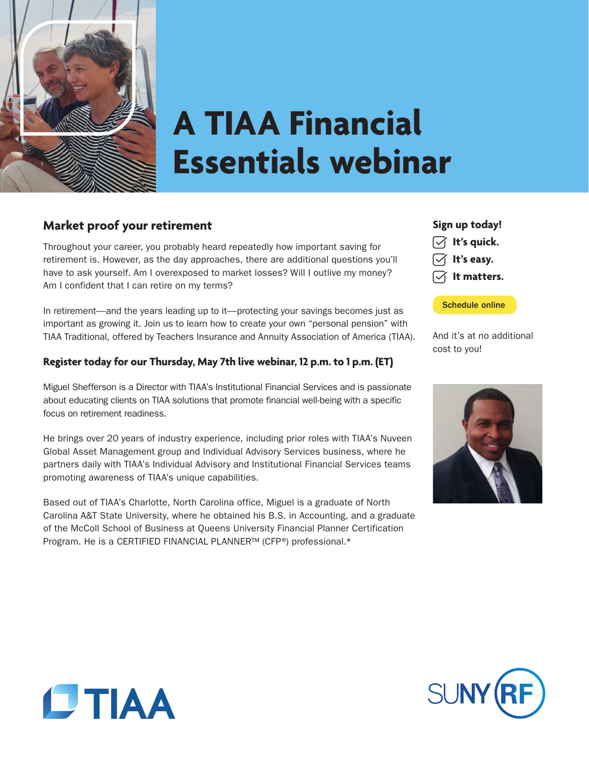# A TIAA Financial Essentials webinar

## Market proof your retirement

Throughout your career, you probably heard repeatedly how important saving for retirement is. However, as the day approaches, there are additional questions you'll have to ask yourself. Am I overexposed to market losses? Will I outlive my money? Am I confident that I can retire on my terms?

In retirement—and the years leading up to it—protecting your savings becomes just as important as growing it. Join us to learn how to create your own "personal pension" with TIAA Traditional, offered by Teachers Insurance and Annuity Association of America (TIAA).

**Register today for our Thursday, May 7th live webinar, 12 p.m. to 1 p.m. (ET)**

Miguel Shefferson is a Director with TIAA's Institutional Financial Services and is passionate about educating clients on TIAA solutions that promote financial well-being with a specific focus on retirement readiness.

He brings over 20 years of industry experience, including prior roles with TIAA's Nuveen Global Asset Management group and Individual Advisory Services business, where he partners daily with TIAA's Individual Advisory and Institutional Financial Services teams promoting awareness of TIAA's unique capabilities.

Based out of TIAA's Charlotte, North Carolina office, Miguel is a graduate of North Carolina A&T State University, where he obtained his B.S. in Accounting, and a graduate of the McColl School of Business at Queens University Financial Planner Certification Program. He is a CERTIFIED FINANCIAL PLANNER™ (CFP®) professional.*

**Sign up today!**

- **It's quick.**
- **It's easy.**
- **It matters.**

**Schedule online**

And it's at no additional cost to you!

TIAA

SUNY RF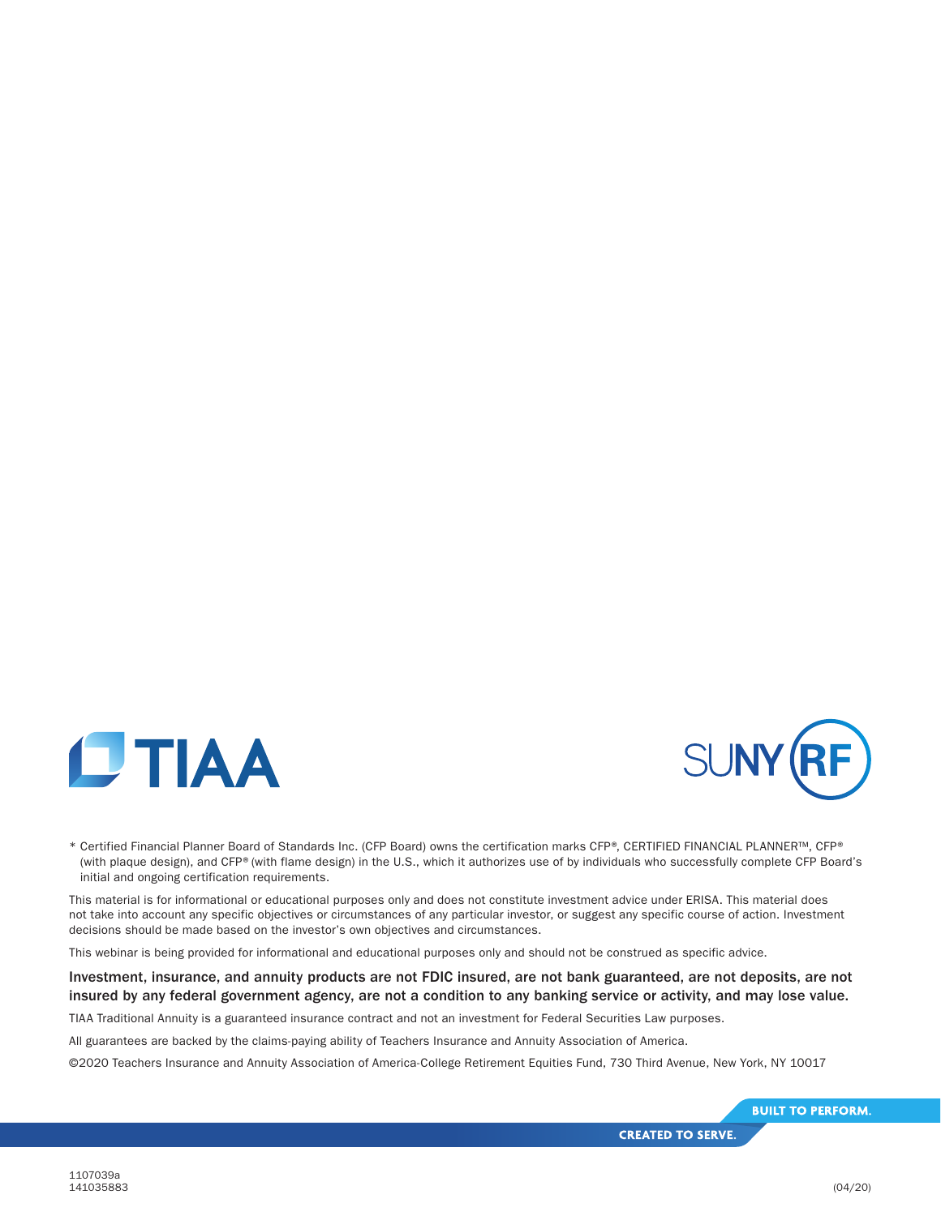TIAA

SUNY RF

* Certified Financial Planner Board of Standards Inc. (CFP Board) owns the certification marks CFP®, CERTIFIED FINANCIAL PLANNER™, CFP® (with plaque design), and CFP® (with flame design) in the U.S., which it authorizes use of by individuals who successfully complete CFP Board's initial and ongoing certification requirements.

This material is for informational or educational purposes only and does not constitute investment advice under ERISA. This material does not take into account any specific objectives or circumstances of any particular investor, or suggest any specific course of action. Investment decisions should be made based on the investor's own objectives and circumstances.

This webinar is being provided for informational and educational purposes only and should not be construed as specific advice.

**Investment, insurance, and annuity products are not FDIC insured, are not bank guaranteed, are not deposits, are not insured by any federal government agency, are not a condition to any banking service or activity, and may lose value.**

TIAA Traditional Annuity is a guaranteed insurance contract and not an investment for Federal Securities Law purposes.

All guarantees are backed by the claims-paying ability of Teachers Insurance and Annuity Association of America.

©2020 Teachers Insurance and Annuity Association of America-College Retirement Equities Fund, 730 Third Avenue, New York, NY 10017

**BUILT TO PERFORM.**

**CREATED TO SERVE.**

1107039a
141035883

(04/20)